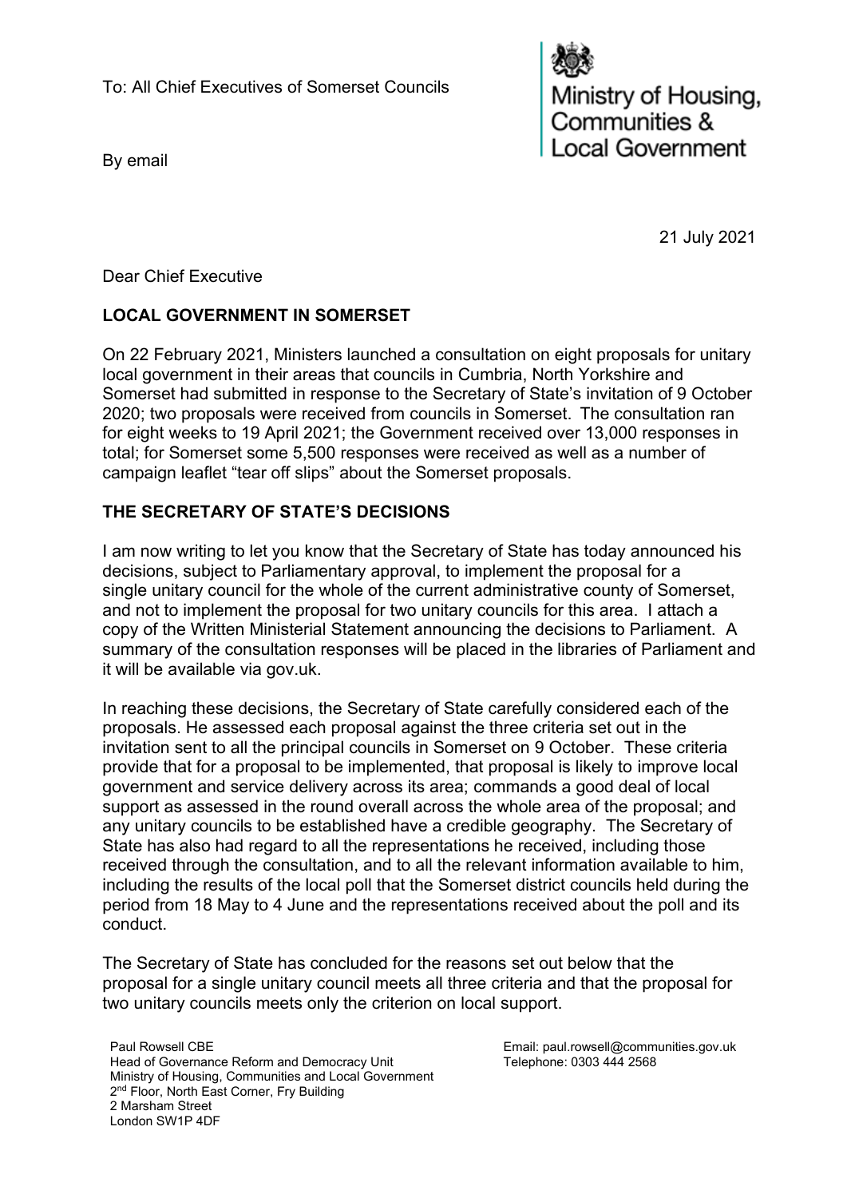To: All Chief Executives of Somerset Councils

By email

Ministry of Housing, Communities & Local Government

21 July 2021

Dear Chief Executive

**LOCAL GOVERNMENT IN SOMERSET**

On 22 February 2021, Ministers launched a consultation on eight proposals for unitary local government in their areas that councils in Cumbria, North Yorkshire and Somerset had submitted in response to the Secretary of State's invitation of 9 October 2020; two proposals were received from councils in Somerset. The consultation ran for eight weeks to 19 April 2021; the Government received over 13,000 responses in total; for Somerset some 5,500 responses were received as well as a number of campaign leaflet "tear off slips" about the Somerset proposals.

**THE SECRETARY OF STATE'S DECISIONS**

I am now writing to let you know that the Secretary of State has today announced his decisions, subject to Parliamentary approval, to implement the proposal for a single unitary council for the whole of the current administrative county of Somerset, and not to implement the proposal for two unitary councils for this area. I attach a copy of the Written Ministerial Statement announcing the decisions to Parliament. A summary of the consultation responses will be placed in the libraries of Parliament and it will be available via gov.uk.

In reaching these decisions, the Secretary of State carefully considered each of the proposals. He assessed each proposal against the three criteria set out in the invitation sent to all the principal councils in Somerset on 9 October. These criteria provide that for a proposal to be implemented, that proposal is likely to improve local government and service delivery across its area; commands a good deal of local support as assessed in the round overall across the whole area of the proposal; and any unitary councils to be established have a credible geography. The Secretary of State has also had regard to all the representations he received, including those received through the consultation, and to all the relevant information available to him, including the results of the local poll that the Somerset district councils held during the period from 18 May to 4 June and the representations received about the poll and its conduct.

The Secretary of State has concluded for the reasons set out below that the proposal for a single unitary council meets all three criteria and that the proposal for two unitary councils meets only the criterion on local support.

Paul Rowsell CBE
Head of Governance Reform and Democracy Unit
Ministry of Housing, Communities and Local Government
2nd Floor, North East Corner, Fry Building
2 Marsham Street
London SW1P 4DF

Email: paul.rowsell@communities.gov.uk
Telephone: 0303 444 2568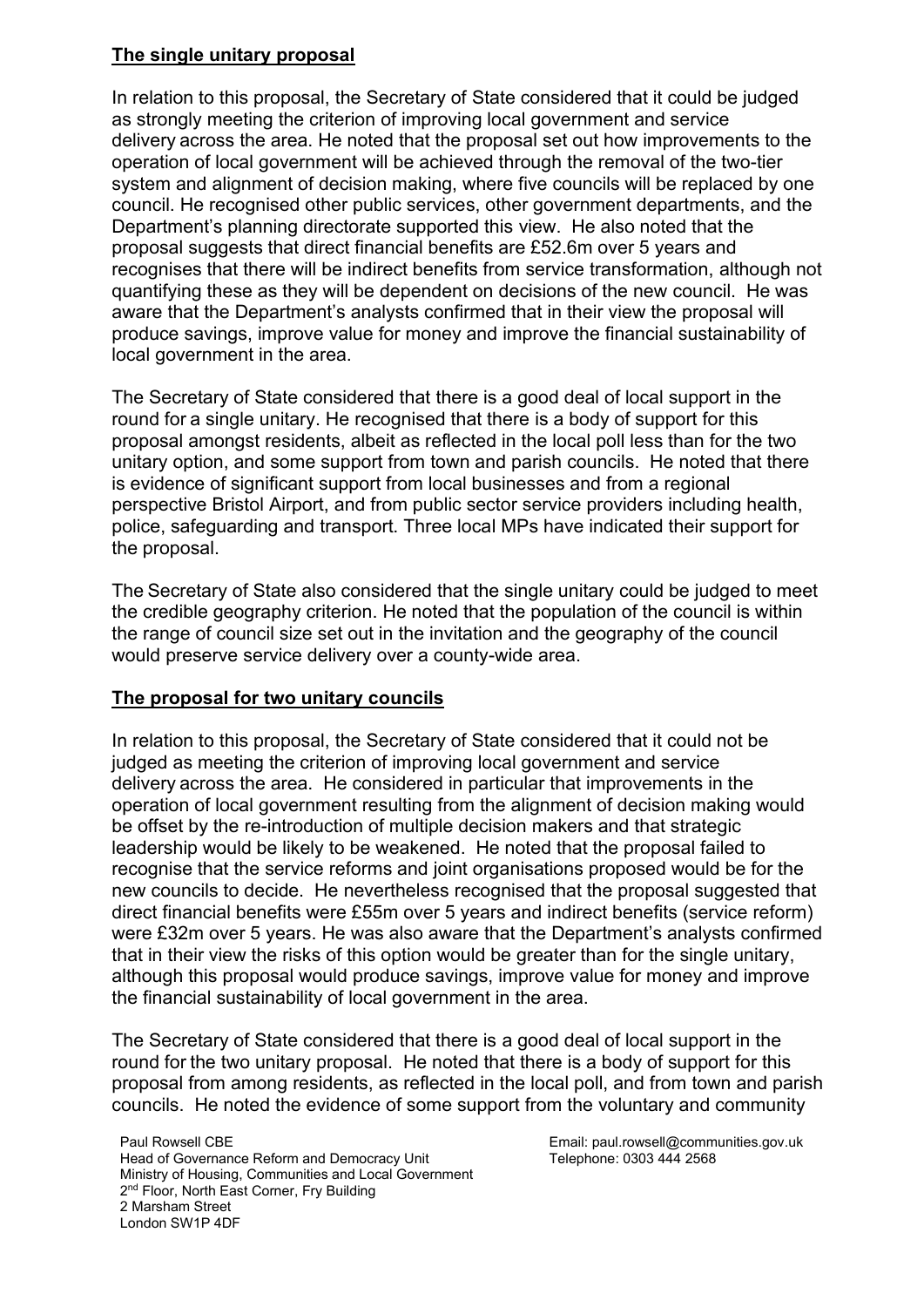**The single unitary proposal**

In relation to this proposal, the Secretary of State considered that it could be judged as strongly meeting the criterion of improving local government and service delivery across the area. He noted that the proposal set out how improvements to the operation of local government will be achieved through the removal of the two-tier system and alignment of decision making, where five councils will be replaced by one council. He recognised other public services, other government departments, and the Department's planning directorate supported this view. He also noted that the proposal suggests that direct financial benefits are £52.6m over 5 years and recognises that there will be indirect benefits from service transformation, although not quantifying these as they will be dependent on decisions of the new council. He was aware that the Department's analysts confirmed that in their view the proposal will produce savings, improve value for money and improve the financial sustainability of local government in the area.

The Secretary of State considered that there is a good deal of local support in the round for a single unitary. He recognised that there is a body of support for this proposal amongst residents, albeit as reflected in the local poll less than for the two unitary option, and some support from town and parish councils. He noted that there is evidence of significant support from local businesses and from a regional perspective Bristol Airport, and from public sector service providers including health, police, safeguarding and transport. Three local MPs have indicated their support for the proposal.

The Secretary of State also considered that the single unitary could be judged to meet the credible geography criterion. He noted that the population of the council is within the range of council size set out in the invitation and the geography of the council would preserve service delivery over a county-wide area.

**The proposal for two unitary councils**

In relation to this proposal, the Secretary of State considered that it could not be judged as meeting the criterion of improving local government and service delivery across the area. He considered in particular that improvements in the operation of local government resulting from the alignment of decision making would be offset by the re-introduction of multiple decision makers and that strategic leadership would be likely to be weakened. He noted that the proposal failed to recognise that the service reforms and joint organisations proposed would be for the new councils to decide. He nevertheless recognised that the proposal suggested that direct financial benefits were £55m over 5 years and indirect benefits (service reform) were £32m over 5 years. He was also aware that the Department's analysts confirmed that in their view the risks of this option would be greater than for the single unitary, although this proposal would produce savings, improve value for money and improve the financial sustainability of local government in the area.

The Secretary of State considered that there is a good deal of local support in the round for the two unitary proposal. He noted that there is a body of support for this proposal from among residents, as reflected in the local poll, and from town and parish councils. He noted the evidence of some support from the voluntary and community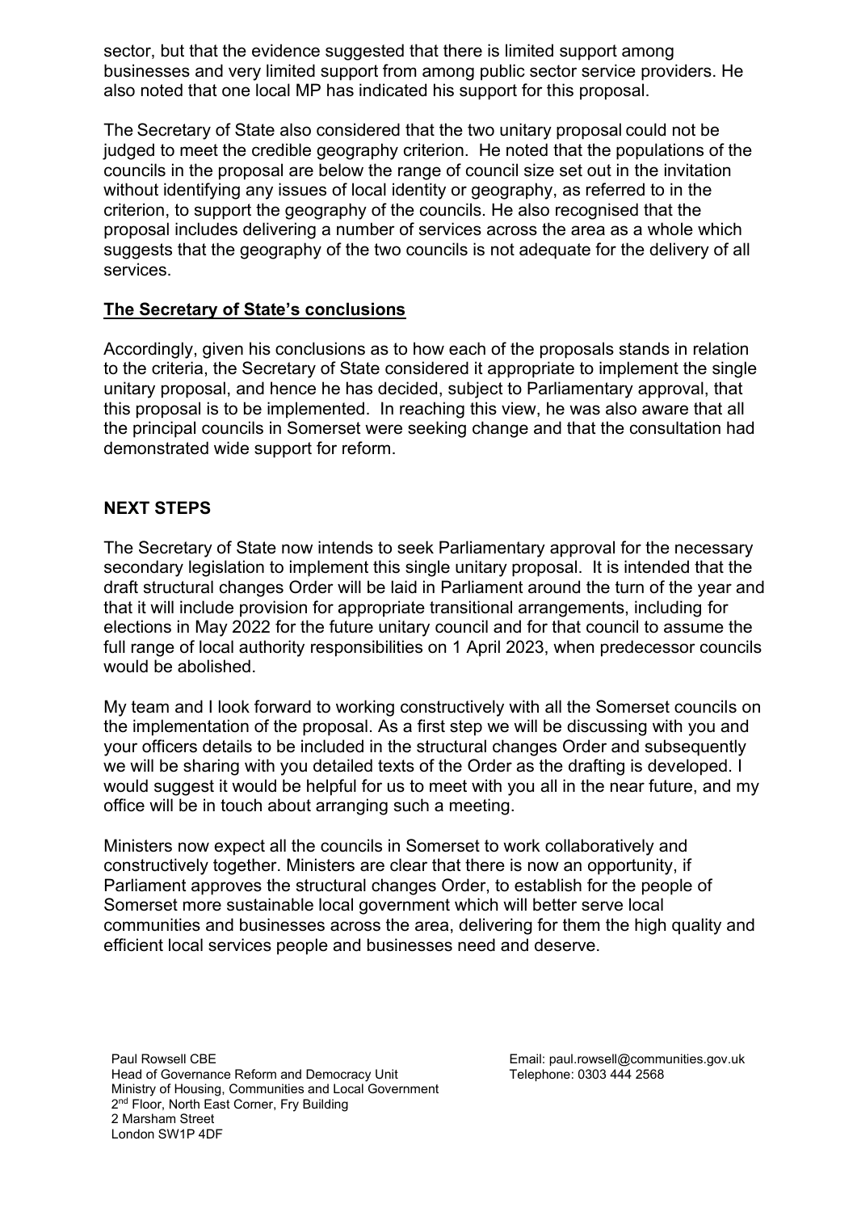sector, but that the evidence suggested that there is limited support among businesses and very limited support from among public sector service providers. He also noted that one local MP has indicated his support for this proposal.

The Secretary of State also considered that the two unitary proposal could not be judged to meet the credible geography criterion. He noted that the populations of the councils in the proposal are below the range of council size set out in the invitation without identifying any issues of local identity or geography, as referred to in the criterion, to support the geography of the councils. He also recognised that the proposal includes delivering a number of services across the area as a whole which suggests that the geography of the two councils is not adequate for the delivery of all services.

**The Secretary of State's conclusions**

Accordingly, given his conclusions as to how each of the proposals stands in relation to the criteria, the Secretary of State considered it appropriate to implement the single unitary proposal, and hence he has decided, subject to Parliamentary approval, that this proposal is to be implemented. In reaching this view, he was also aware that all the principal councils in Somerset were seeking change and that the consultation had demonstrated wide support for reform.

## NEXT STEPS

The Secretary of State now intends to seek Parliamentary approval for the necessary secondary legislation to implement this single unitary proposal. It is intended that the draft structural changes Order will be laid in Parliament around the turn of the year and that it will include provision for appropriate transitional arrangements, including for elections in May 2022 for the future unitary council and for that council to assume the full range of local authority responsibilities on 1 April 2023, when predecessor councils would be abolished.

My team and I look forward to working constructively with all the Somerset councils on the implementation of the proposal. As a first step we will be discussing with you and your officers details to be included in the structural changes Order and subsequently we will be sharing with you detailed texts of the Order as the drafting is developed. I would suggest it would be helpful for us to meet with you all in the near future, and my office will be in touch about arranging such a meeting.

Ministers now expect all the councils in Somerset to work collaboratively and constructively together. Ministers are clear that there is now an opportunity, if Parliament approves the structural changes Order, to establish for the people of Somerset more sustainable local government which will better serve local communities and businesses across the area, delivering for them the high quality and efficient local services people and businesses need and deserve.

Paul Rowsell CBE
Head of Governance Reform and Democracy Unit
Ministry of Housing, Communities and Local Government
2nd Floor, North East Corner, Fry Building
2 Marsham Street
London SW1P 4DF

Email: paul.rowsell@communities.gov.uk
Telephone: 0303 444 2568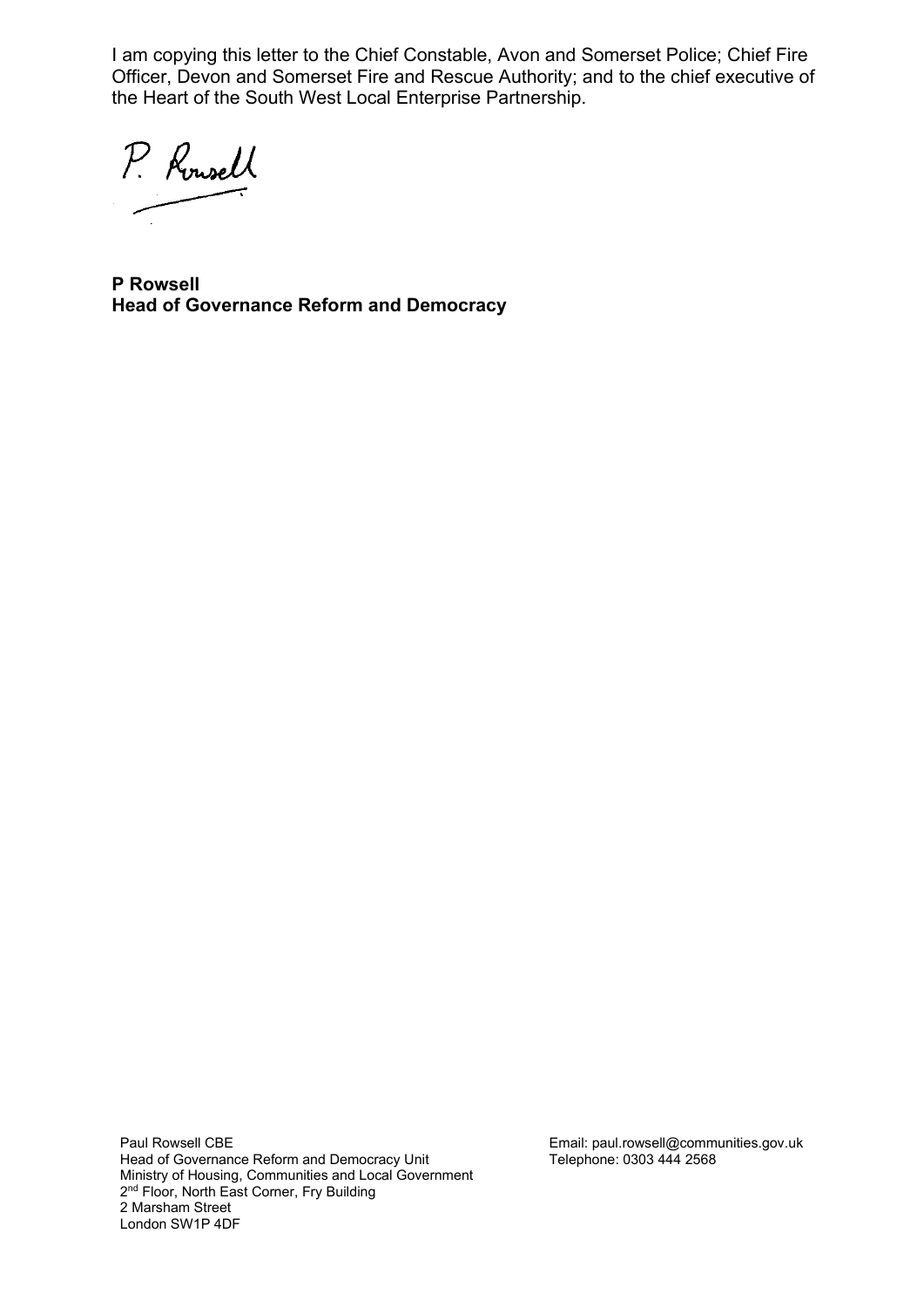I am copying this letter to the Chief Constable, Avon and Somerset Police; Chief Fire Officer, Devon and Somerset Fire and Rescue Authority; and to the chief executive of the Heart of the South West Local Enterprise Partnership.

P. Rowsell

**P Rowsell**
**Head of Governance Reform and Democracy**

Paul Rowsell CBE
Head of Governance Reform and Democracy Unit
Ministry of Housing, Communities and Local Government
2nd Floor, North East Corner, Fry Building
2 Marsham Street
London SW1P 4DF

Email: paul.rowsell@communities.gov.uk
Telephone: 0303 444 2568